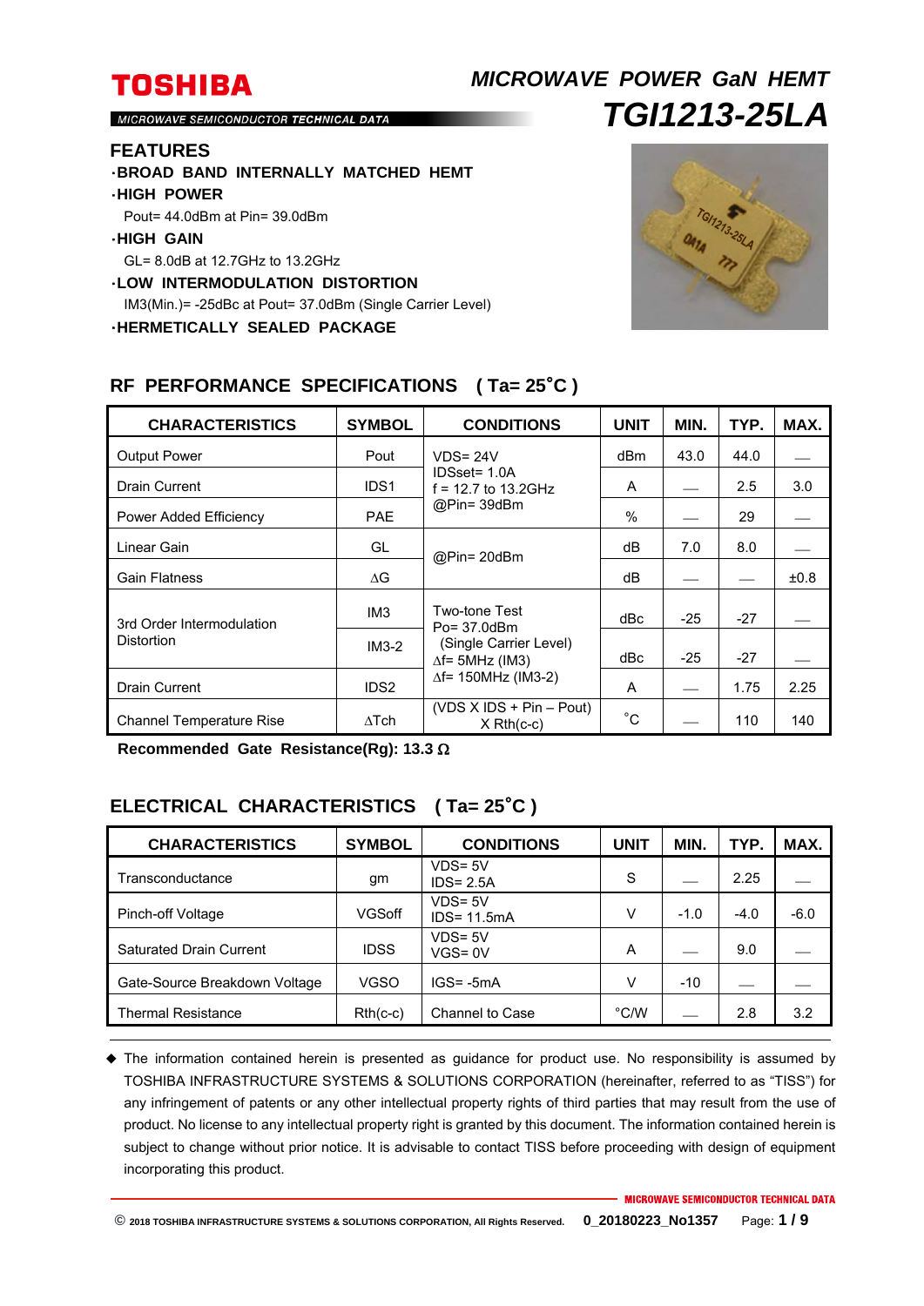# TOSHIBA

MICROWAVE SEMICONDUCTOR TECHNICAL DATA

## *MICROWAVE POWER GaN HEMT*

# *TGI1213-25LA*

## FEATURES

- **BROAD BAND INTERNALLY MATCHED HEMT**
- **HIGH POWER**
  Pout= 44.0dBm at Pin= 39.0dBm
- **HIGH GAIN**
  GL= 8.0dB at 12.7GHz to 13.2GHz
- **LOW INTERMODULATION DISTORTION**
  IM3(Min.)= -25dBc at Pout= 37.0dBm (Single Carrier Level)
- **HERMETICALLY SEALED PACKAGE**

## RF PERFORMANCE SPECIFICATIONS ( Ta= 25°C )

| CHARACTERISTICS | SYMBOL | CONDITIONS | UNIT | MIN. | TYP. | MAX. |
|---|---|---|---|---|---|---|
| Output Power | Pout | VDS= 24V IDSset= 1.0A f = 12.7 to 13.2GHz @Pin= 39dBm | dBm | 43.0 | 44.0 | — |
| Drain Current | IDS1 | | A | — | 2.5 | 3.0 |
| Power Added Efficiency | PAE | | % | — | 29 | — |
| Linear Gain | GL | @Pin= 20dBm | dB | 7.0 | 8.0 | — |
| Gain Flatness | ΔG | | dB | — | — | ±0.8 |
| 3rd Order Intermodulation Distortion | IM3 | Two-tone Test Po= 37.0dBm (Single Carrier Level) Δf= 5MHz (IM3) Δf= 150MHz (IM3-2) | dBc | -25 | -27 | — |
| | IM3-2 | | dBc | -25 | -27 | — |
| Drain Current | IDS2 | | A | — | 1.75 | 2.25 |
| Channel Temperature Rise | ΔTch | (VDS X IDS + Pin – Pout) X Rth(c-c) | °C | — | 110 | 140 |

**Recommended Gate Resistance(Rg): 13.3 Ω**

## ELECTRICAL CHARACTERISTICS ( Ta= 25°C )

| CHARACTERISTICS | SYMBOL | CONDITIONS | UNIT | MIN. | TYP. | MAX. |
|---|---|---|---|---|---|---|
| Transconductance | gm | VDS= 5V IDS= 2.5A | S | — | 2.25 | — |
| Pinch-off Voltage | VGSoff | VDS= 5V IDS= 11.5mA | V | -1.0 | -4.0 | -6.0 |
| Saturated Drain Current | IDSS | VDS= 5V VGS= 0V | A | — | 9.0 | — |
| Gate-Source Breakdown Voltage | VGSO | IGS= -5mA | V | -10 | — | — |
| Thermal Resistance | Rth(c-c) | Channel to Case | °C/W | — | 2.8 | 3.2 |

◆ The information contained herein is presented as guidance for product use. No responsibility is assumed by TOSHIBA INFRASTRUCTURE SYSTEMS & SOLUTIONS CORPORATION (hereinafter, referred to as "TISS") for any infringement of patents or any other intellectual property rights of third parties that may result from the use of product. No license to any intellectual property right is granted by this document. The information contained herein is subject to change without prior notice. It is advisable to contact TISS before proceeding with design of equipment incorporating this product.

© 2018 TOSHIBA INFRASTRUCTURE SYSTEMS & SOLUTIONS CORPORATION, All Rights Reserved. 0_20180223_No1357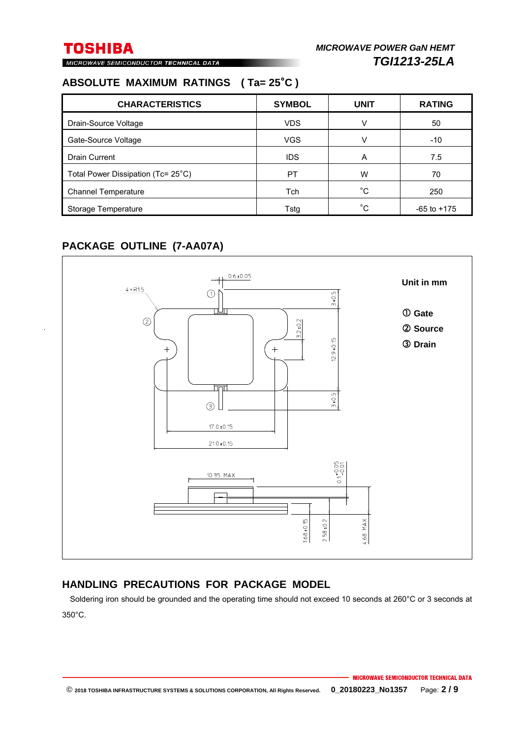## ABSOLUTE MAXIMUM RATINGS ( Ta= 25˚C )

| CHARACTERISTICS | SYMBOL | UNIT | RATING |
|---|---|---|---|
| Drain-Source Voltage | VDS | V | 50 |
| Gate-Source Voltage | VGS | V | -10 |
| Drain Current | IDS | A | 7.5 |
| Total Power Dissipation (Tc= 25˚C) | PT | W | 70 |
| Channel Temperature | Tch | ˚C | 250 |
| Storage Temperature | Tstg | ˚C | -65 to +175 |

## PACKAGE OUTLINE (7-AA07A)

Unit in mm

① Gate
② Source
③ Drain

4×R1.5
0.6±0.05
3±0.5
3.2±0.2
12.9±0.15
3±0.5
17.0±0.15
21.0±0.15
10.35 MAX
0.1+0.05/-0.01
1.68±0.15
2.58±0.2
4.68 MAX

## HANDLING PRECAUTIONS FOR PACKAGE MODEL

Soldering iron should be grounded and the operating time should not exceed 10 seconds at 260°C or 3 seconds at 350°C.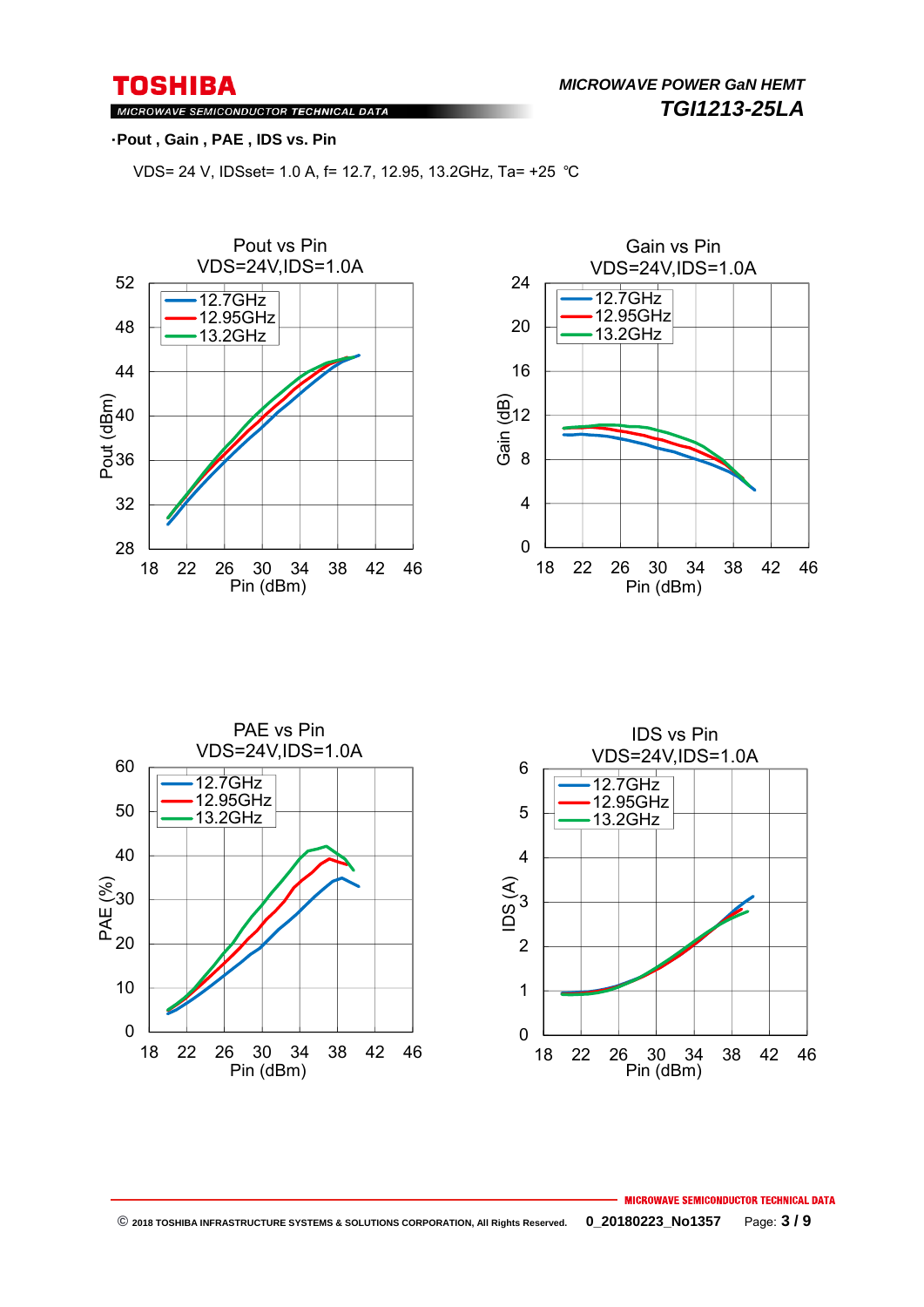·**Pout , Gain , PAE , IDS vs. Pin**

VDS= 24 V, IDSset= 1.0 A, f= 12.7, 12.95, 13.2GHz, Ta= +25 ℃

Pout vs Pin
VDS=24V,IDS=1.0A

Gain vs Pin
VDS=24V,IDS=1.0A

PAE vs Pin
VDS=24V,IDS=1.0A

IDS vs Pin
VDS=24V,IDS=1.0A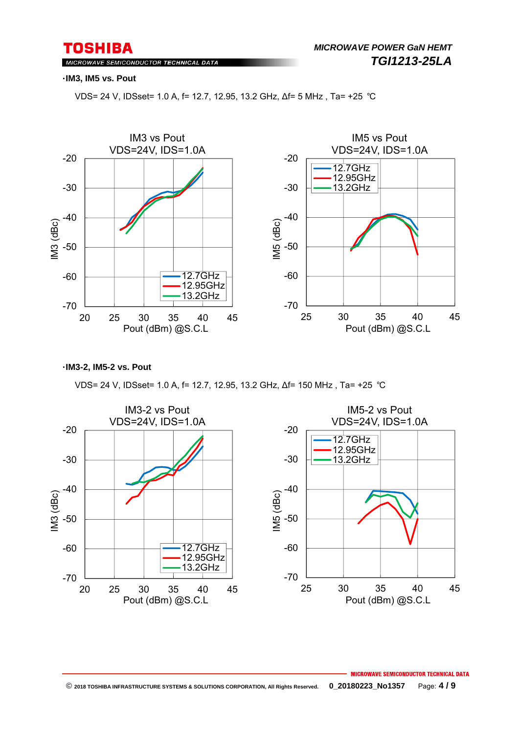**·IM3, IM5 vs. Pout**

VDS= 24 V, IDSset= 1.0 A, f= 12.7, 12.95, 13.2 GHz, Δf= 5 MHz , Ta= +25 ℃

IM3 vs Pout
VDS=24V, IDS=1.0A

IM5 vs Pout
VDS=24V, IDS=1.0A

**·IM3-2, IM5-2 vs. Pout**

VDS= 24 V, IDSset= 1.0 A, f= 12.7, 12.95, 13.2 GHz, Δf= 150 MHz , Ta= +25 ℃

IM3-2 vs Pout
VDS=24V, IDS=1.0A

IM5-2 vs Pout
VDS=24V, IDS=1.0A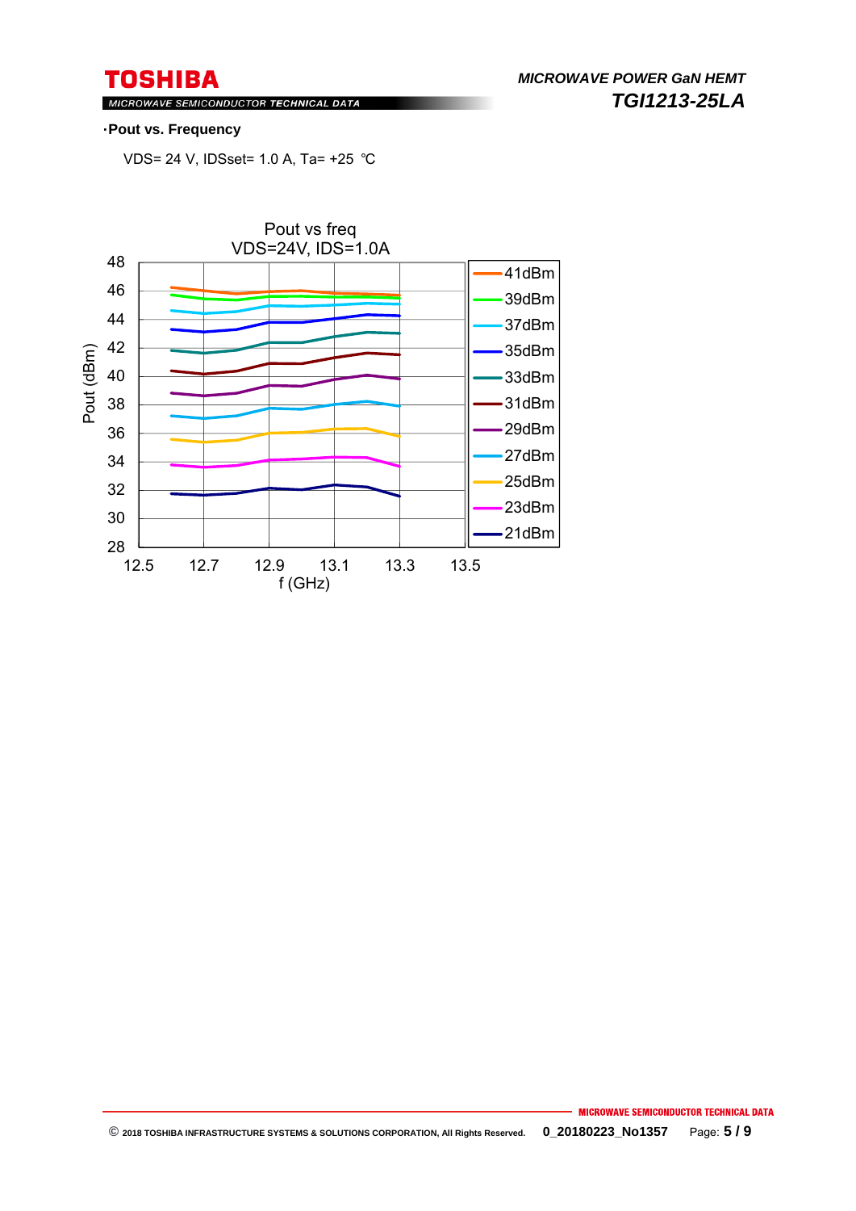**·Pout vs. Frequency**

VDS= 24 V, IDSset= 1.0 A, Ta= +25 ℃

Pout vs freq
VDS=24V, IDS=1.0A

Pout (dBm)

f (GHz)

41dBm
39dBm
37dBm
35dBm
33dBm
31dBm
29dBm
27dBm
25dBm
23dBm
21dBm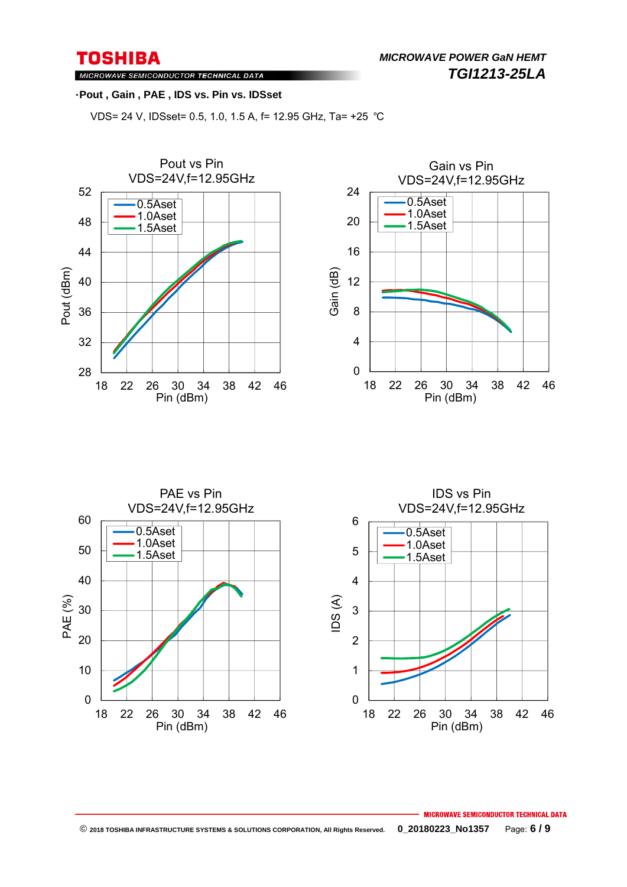**·Pout , Gain , PAE , IDS vs. Pin vs. IDSset**

VDS= 24 V, IDSset= 0.5, 1.0, 1.5 A, f= 12.95 GHz, Ta= +25 ℃

Pout vs Pin
VDS=24V,f=12.95GHz

Gain vs Pin
VDS=24V,f=12.95GHz

PAE vs Pin
VDS=24V,f=12.95GHz

IDS vs Pin
VDS=24V,f=12.95GHz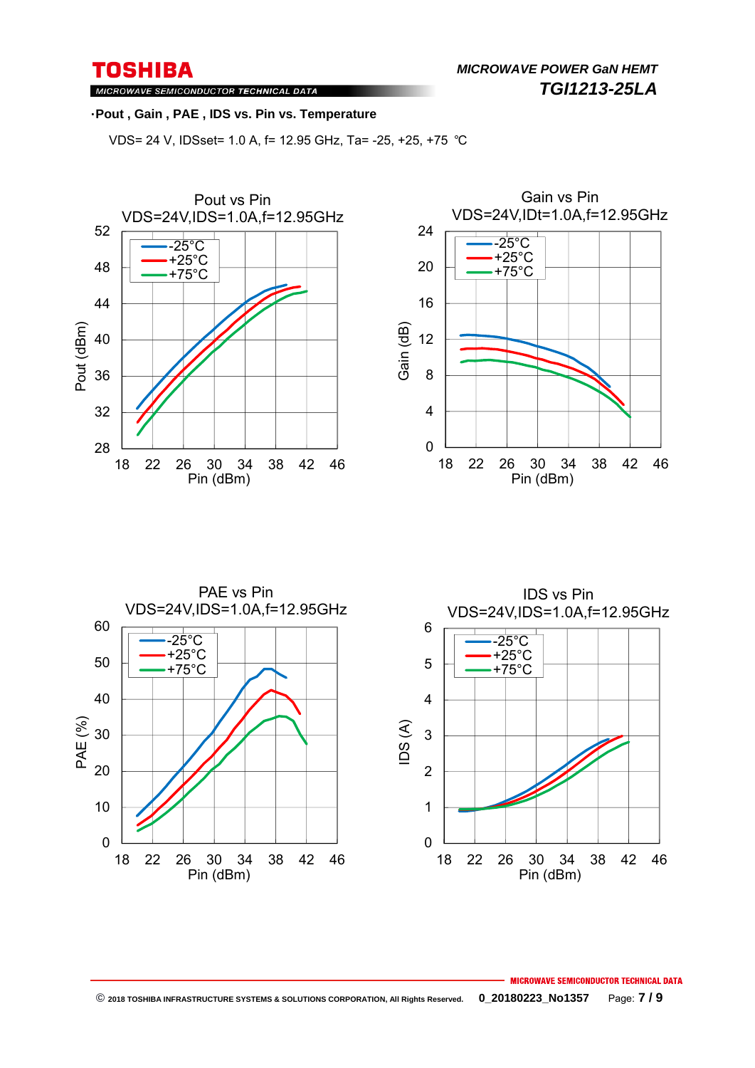·**Pout , Gain , PAE , IDS vs. Pin vs. Temperature**

VDS= 24 V, IDSset= 1.0 A, f= 12.95 GHz, Ta= -25, +25, +75 ℃

Pout vs Pin
VDS=24V,IDS=1.0A,f=12.95GHz

Gain vs Pin
VDS=24V,IDt=1.0A,f=12.95GHz

PAE vs Pin
VDS=24V,IDS=1.0A,f=12.95GHz

IDS vs Pin
VDS=24V,IDS=1.0A,f=12.95GHz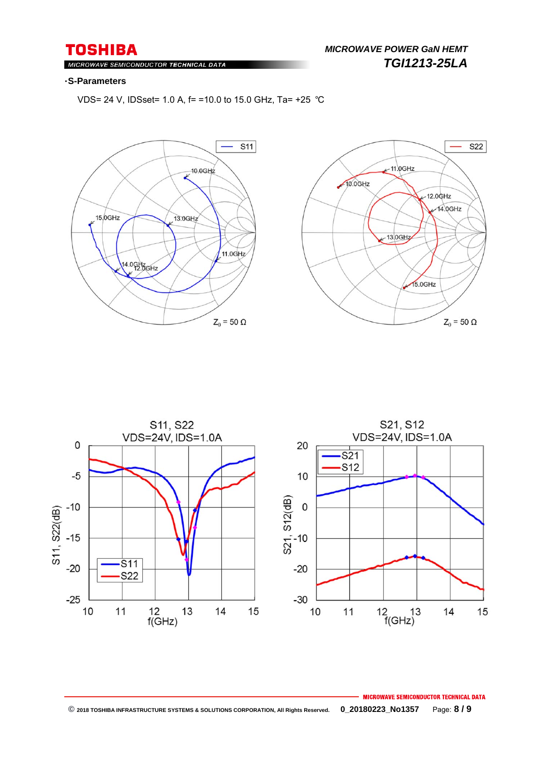### ・S-Parameters

VDS= 24 V, IDSset= 1.0 A, f= =10.0 to 15.0 GHz, Ta= +25 ℃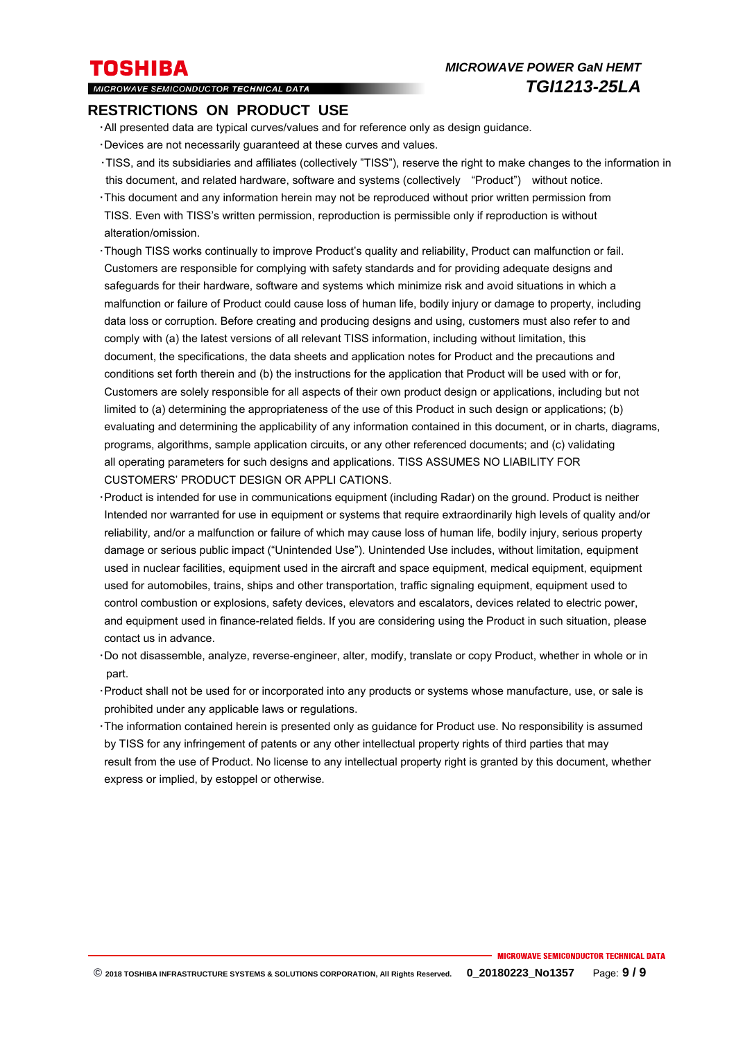## RESTRICTIONS ON PRODUCT USE

- All presented data are typical curves/values and for reference only as design guidance.
- Devices are not necessarily guaranteed at these curves and values.
- TISS, and its subsidiaries and affiliates (collectively "TISS"), reserve the right to make changes to the information in this document, and related hardware, software and systems (collectively "Product") without notice.
- This document and any information herein may not be reproduced without prior written permission from TISS. Even with TISS's written permission, reproduction is permissible only if reproduction is without alteration/omission.
- Though TISS works continually to improve Product's quality and reliability, Product can malfunction or fail. Customers are responsible for complying with safety standards and for providing adequate designs and safeguards for their hardware, software and systems which minimize risk and avoid situations in which a malfunction or failure of Product could cause loss of human life, bodily injury or damage to property, including data loss or corruption. Before creating and producing designs and using, customers must also refer to and comply with (a) the latest versions of all relevant TISS information, including without limitation, this document, the specifications, the data sheets and application notes for Product and the precautions and conditions set forth therein and (b) the instructions for the application that Product will be used with or for, Customers are solely responsible for all aspects of their own product design or applications, including but not limited to (a) determining the appropriateness of the use of this Product in such design or applications; (b) evaluating and determining the applicability of any information contained in this document, or in charts, diagrams, programs, algorithms, sample application circuits, or any other referenced documents; and (c) validating all operating parameters for such designs and applications. TISS ASSUMES NO LIABILITY FOR CUSTOMERS' PRODUCT DESIGN OR APPLI CATIONS.
- Product is intended for use in communications equipment (including Radar) on the ground. Product is neither Intended nor warranted for use in equipment or systems that require extraordinarily high levels of quality and/or reliability, and/or a malfunction or failure of which may cause loss of human life, bodily injury, serious property damage or serious public impact ("Unintended Use"). Unintended Use includes, without limitation, equipment used in nuclear facilities, equipment used in the aircraft and space equipment, medical equipment, equipment used for automobiles, trains, ships and other transportation, traffic signaling equipment, equipment used to control combustion or explosions, safety devices, elevators and escalators, devices related to electric power, and equipment used in finance-related fields. If you are considering using the Product in such situation, please contact us in advance.
- Do not disassemble, analyze, reverse-engineer, alter, modify, translate or copy Product, whether in whole or in part.
- Product shall not be used for or incorporated into any products or systems whose manufacture, use, or sale is prohibited under any applicable laws or regulations.
- The information contained herein is presented only as guidance for Product use. No responsibility is assumed by TISS for any infringement of patents or any other intellectual property rights of third parties that may result from the use of Product. No license to any intellectual property right is granted by this document, whether express or implied, by estoppel or otherwise.